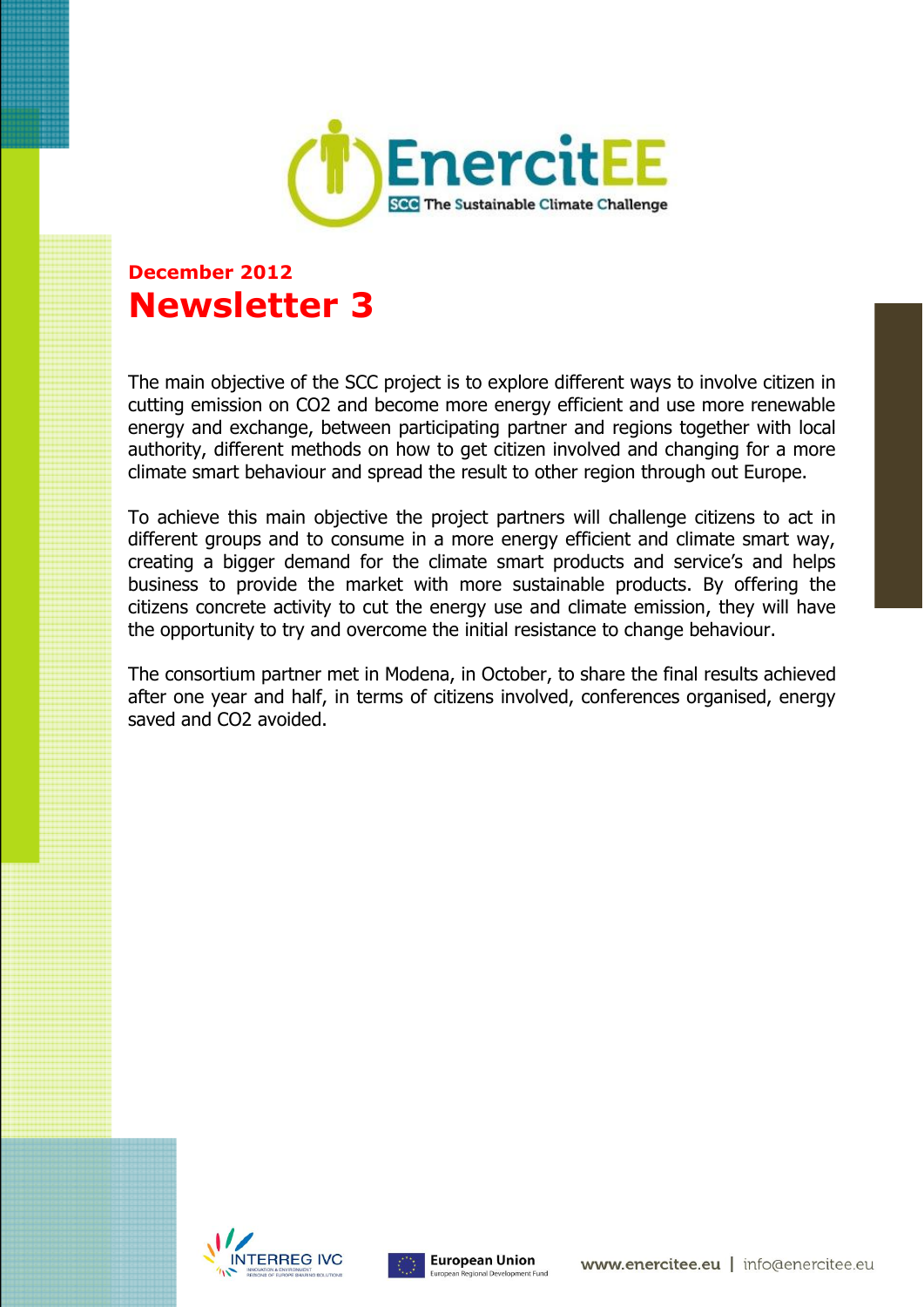EnercitEE

SCC The Sustainable Climate Challenge

**December 2012**

# Newsletter 3

The main objective of the SCC project is to explore different ways to involve citizen in cutting emission on $CO_2$ and become more energy efficient and use more renewable energy and exchange, between participating partner and regions together with local authority, different methods on how to get citizen involved and changing for a more climate smart behaviour and spread the result to other region through out Europe.

To achieve this main objective the project partners will challenge citizens to act in different groups and to consume in a more energy efficient and climate smart way, creating a bigger demand for the climate smart products and service's and helps business to provide the market with more sustainable products. By offering the citizens concrete activity to cut the energy use and climate emission, they will have the opportunity to try and overcome the initial resistance to change behaviour.

The consortium partner met in Modena, in October, to share the final results achieved after one year and half, in terms of citizens involved, conferences organised, energy saved and $CO_2$ avoided.

INTERREG IVC | European Union — European Regional Development Fund | www.enercitee.eu | info@enercitee.eu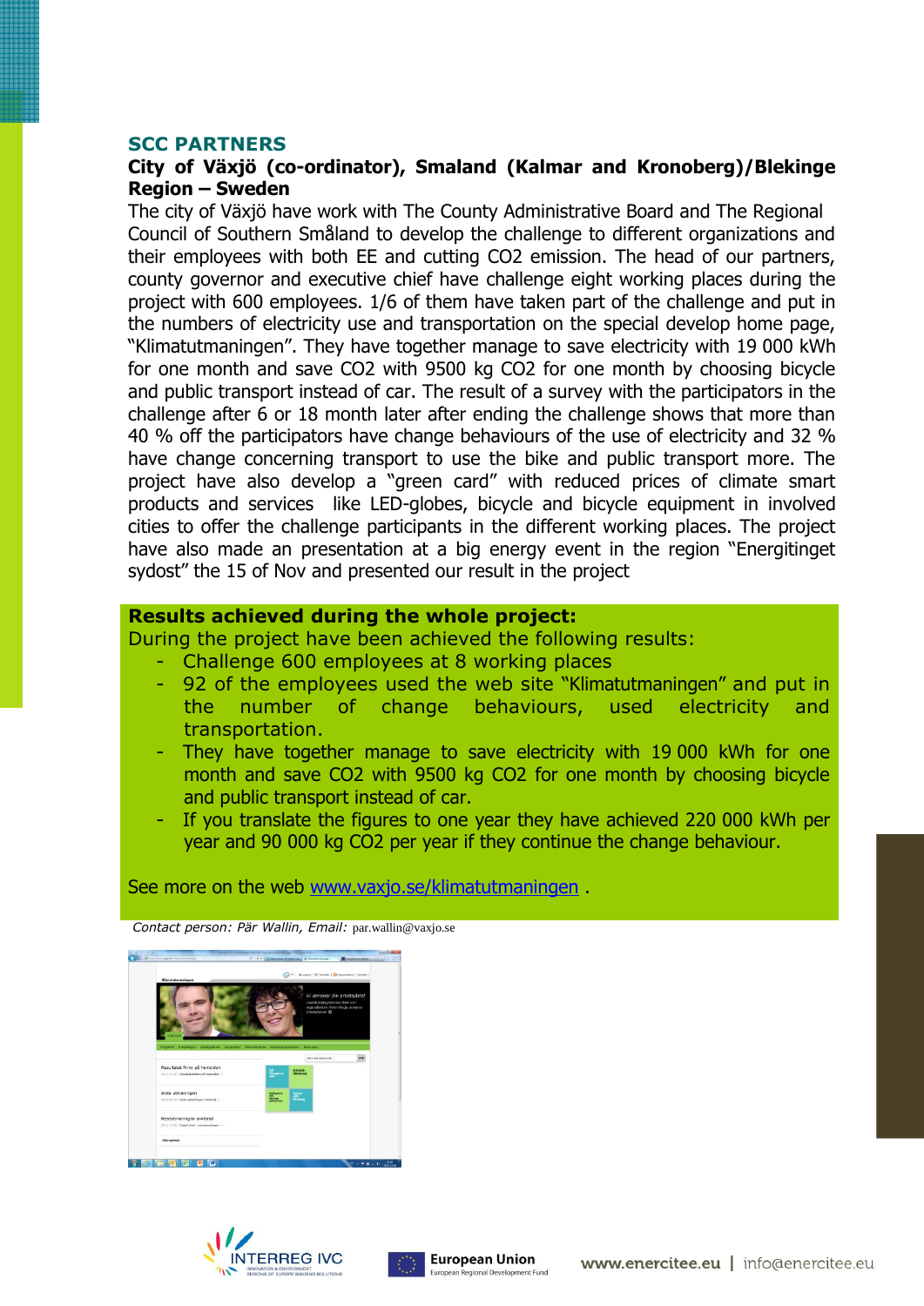## SCC PARTNERS

**City of Växjö (co-ordinator), Smaland (Kalmar and Kronoberg)/Blekinge Region – Sweden**

The city of Växjö have work with The County Administrative Board and The Regional Council of Southern Småland to develop the challenge to different organizations and their employees with both EE and cutting $CO_2$ emission. The head of our partners, county governor and executive chief have challenge eight working places during the project with 600 employees. 1/6 of them have taken part of the challenge and put in the numbers of electricity use and transportation on the special develop home page, "Klimatutmaningen". They have together manage to save electricity with 19 000 kWh for one month and save $CO_2$ with 9500 kg $CO_2$ for one month by choosing bicycle and public transport instead of car. The result of a survey with the participators in the challenge after 6 or 18 month later after ending the challenge shows that more than 40 % off the participators have change behaviours of the use of electricity and 32 % have change concerning transport to use the bike and public transport more. The project have also develop a "green card" with reduced prices of climate smart products and services like LED-globes, bicycle and bicycle equipment in involved cities to offer the challenge participants in the different working places. The project have also made an presentation at a big energy event in the region "Energitinget sydost" the 15 of Nov and presented our result in the project

**Results achieved during the whole project:**

During the project have been achieved the following results:

- Challenge 600 employees at 8 working places
- 92 of the employees used the web site "Klimatutmaningen" and put in the number of change behaviours, used electricity and transportation.
- They have together manage to save electricity with 19 000 kWh for one month and save $CO_2$ with 9500 kg $CO_2$ for one month by choosing bicycle and public transport instead of car.
- If you translate the figures to one year they have achieved 220 000 kWh per year and 90 000 kg $CO_2$ per year if they continue the change behaviour.

See more on the web [www.vaxjo.se/klimatutmaningen](www.vaxjo.se/klimatutmaningen) .

*Contact person: Pär Wallin, Email:* par.wallin@vaxjo.se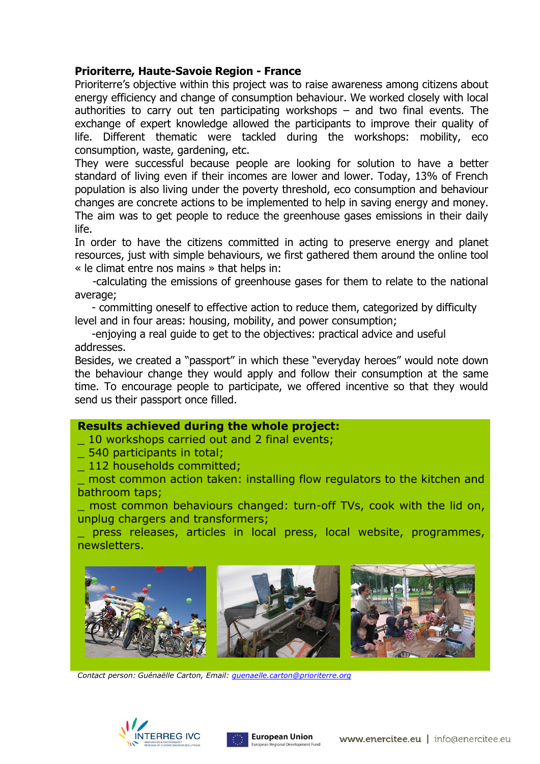### Prioriterre, Haute-Savoie Region - France

Prioriterre's objective within this project was to raise awareness among citizens about energy efficiency and change of consumption behaviour. We worked closely with local authorities to carry out ten participating workshops – and two final events. The exchange of expert knowledge allowed the participants to improve their quality of life. Different thematic were tackled during the workshops: mobility, eco consumption, waste, gardening, etc.

They were successful because people are looking for solution to have a better standard of living even if their incomes are lower and lower. Today, 13% of French population is also living under the poverty threshold, eco consumption and behaviour changes are concrete actions to be implemented to help in saving energy and money. The aim was to get people to reduce the greenhouse gases emissions in their daily life.

In order to have the citizens committed in acting to preserve energy and planet resources, just with simple behaviours, we first gathered them around the online tool « le climat entre nos mains » that helps in:

-calculating the emissions of greenhouse gases for them to relate to the national average;

- committing oneself to effective action to reduce them, categorized by difficulty level and in four areas: housing, mobility, and power consumption;

-enjoying a real guide to get to the objectives: practical advice and useful addresses.

Besides, we created a "passport" in which these "everyday heroes" would note down the behaviour change they would apply and follow their consumption at the same time. To encourage people to participate, we offered incentive so that they would send us their passport once filled.

**Results achieved during the whole project:**

_ 10 workshops carried out and 2 final events;
_ 540 participants in total;
_ 112 households committed;
_ most common action taken: installing flow regulators to the kitchen and bathroom taps;
_ most common behaviours changed: turn-off TVs, cook with the lid on, unplug chargers and transformers;
_ press releases, articles in local press, local website, programmes, newsletters.

*Contact person: Guénaëlle Carton, Email: guenaelle.carton@prioriterre.org*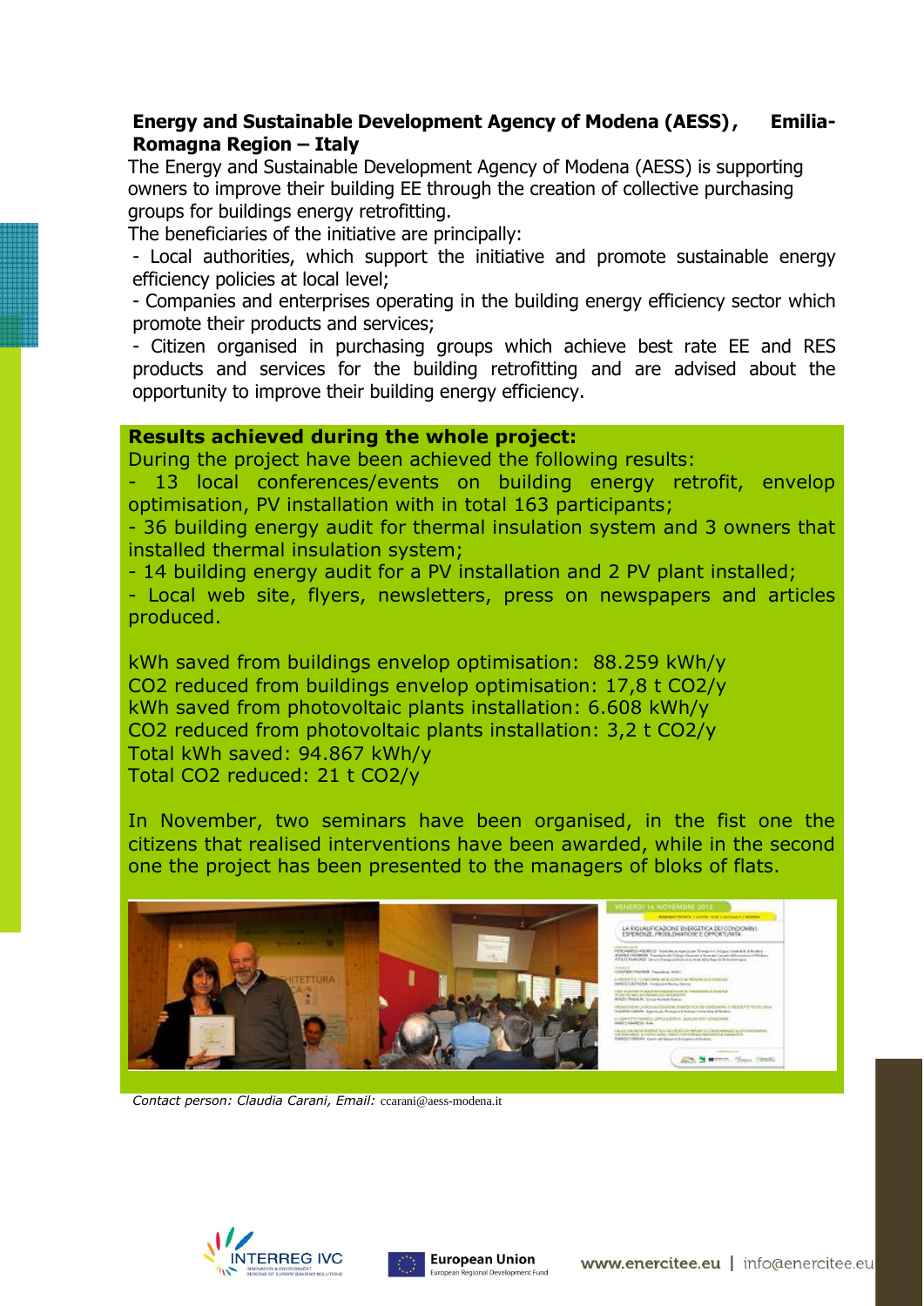**Energy and Sustainable Development Agency of Modena (AESS), Emilia-Romagna Region – Italy**

The Energy and Sustainable Development Agency of Modena (AESS) is supporting owners to improve their building EE through the creation of collective purchasing groups for buildings energy retrofitting.

The beneficiaries of the initiative are principally:

- Local authorities, which support the initiative and promote sustainable energy efficiency policies at local level;
- Companies and enterprises operating in the building energy efficiency sector which promote their products and services;
- Citizen organised in purchasing groups which achieve best rate EE and RES products and services for the building retrofitting and are advised about the opportunity to improve their building energy efficiency.

**Results achieved during the whole project:**

During the project have been achieved the following results:

- 13 local conferences/events on building energy retrofit, envelop optimisation, PV installation with in total 163 participants;
- 36 building energy audit for thermal insulation system and 3 owners that installed thermal insulation system;
- 14 building energy audit for a PV installation and 2 PV plant installed;
- Local web site, flyers, newsletters, press on newspapers and articles produced.

kWh saved from buildings envelop optimisation: 88.259 kWh/y
$CO_2$ reduced from buildings envelop optimisation: 17,8 t $CO_2$/y
kWh saved from photovoltaic plants installation: 6.608 kWh/y
$CO_2$ reduced from photovoltaic plants installation: 3,2 t $CO_2$/y
Total kWh saved: 94.867 kWh/y
Total $CO_2$ reduced: 21 t $CO_2$/y

In November, two seminars have been organised, in the fist one the citizens that realised interventions have been awarded, while in the second one the project has been presented to the managers of bloks of flats.

*Contact person: Claudia Carani, Email:* ccarani@aess-modena.it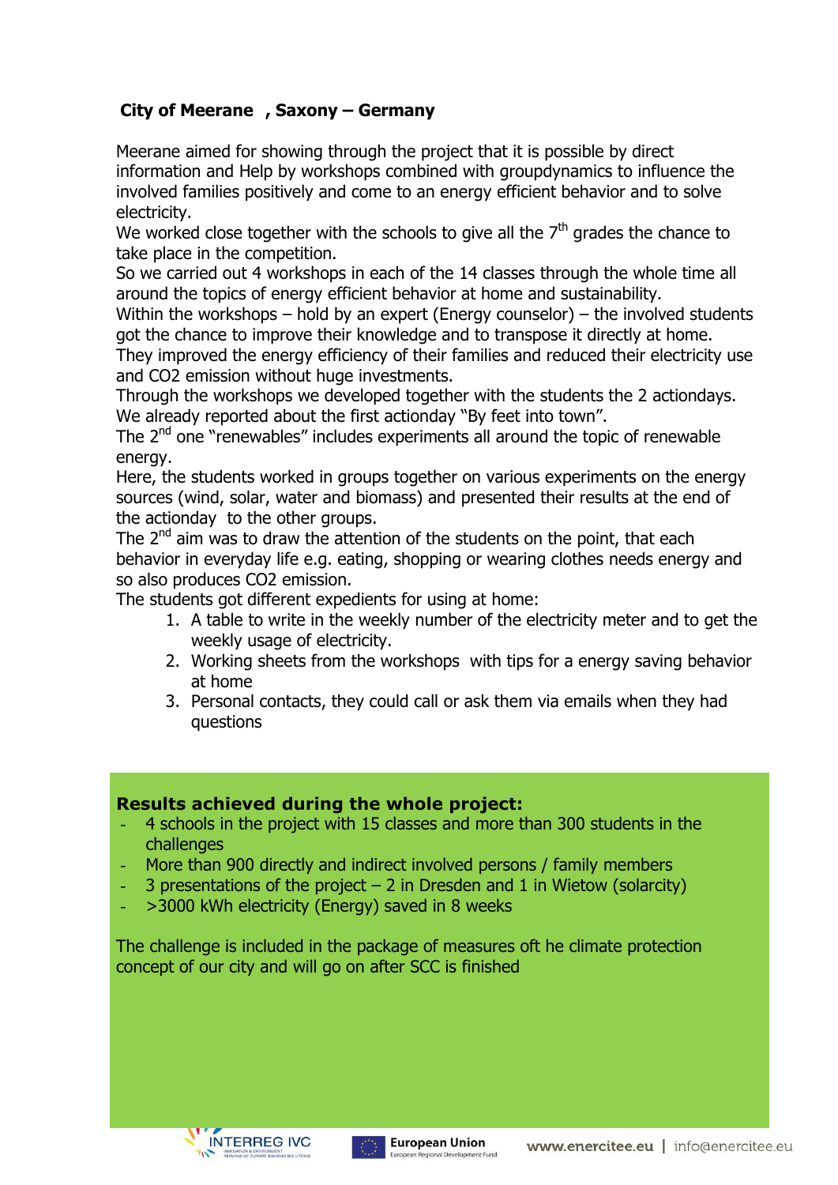## City of Meerane , Saxony – Germany

Meerane aimed for showing through the project that it is possible by direct information and Help by workshops combined with groupdynamics to influence the involved families positively and come to an energy efficient behavior and to solve electricity.
We worked close together with the schools to give all the 7th grades the chance to take place in the competition.
So we carried out 4 workshops in each of the 14 classes through the whole time all around the topics of energy efficient behavior at home and sustainability.
Within the workshops – hold by an expert (Energy counselor) – the involved students got the chance to improve their knowledge and to transpose it directly at home.
They improved the energy efficiency of their families and reduced their electricity use and $CO_2$ emission without huge investments.
Through the workshops we developed together with the students the 2 actiondays.
We already reported about the first actionday "By feet into town".
The 2nd one "renewables" includes experiments all around the topic of renewable energy.
Here, the students worked in groups together on various experiments on the energy sources (wind, solar, water and biomass) and presented their results at the end of the actionday to the other groups.
The 2nd aim was to draw the attention of the students on the point, that each behavior in everyday life e.g. eating, shopping or wearing clothes needs energy and so also produces $CO_2$ emission.
The students got different expedients for using at home:

1. A table to write in the weekly number of the electricity meter and to get the weekly usage of electricity.
2. Working sheets from the workshops with tips for a energy saving behavior at home
3. Personal contacts, they could call or ask them via emails when they had questions

**Results achieved during the whole project:**

- 4 schools in the project with 15 classes and more than 300 students in the challenges
- More than 900 directly and indirect involved persons / family members
- 3 presentations of the project – 2 in Dresden and 1 in Wietow (solarcity)
- >3000 kWh electricity (Energy) saved in 8 weeks

The challenge is included in the package of measures oft he climate protection concept of our city and will go on after SCC is finished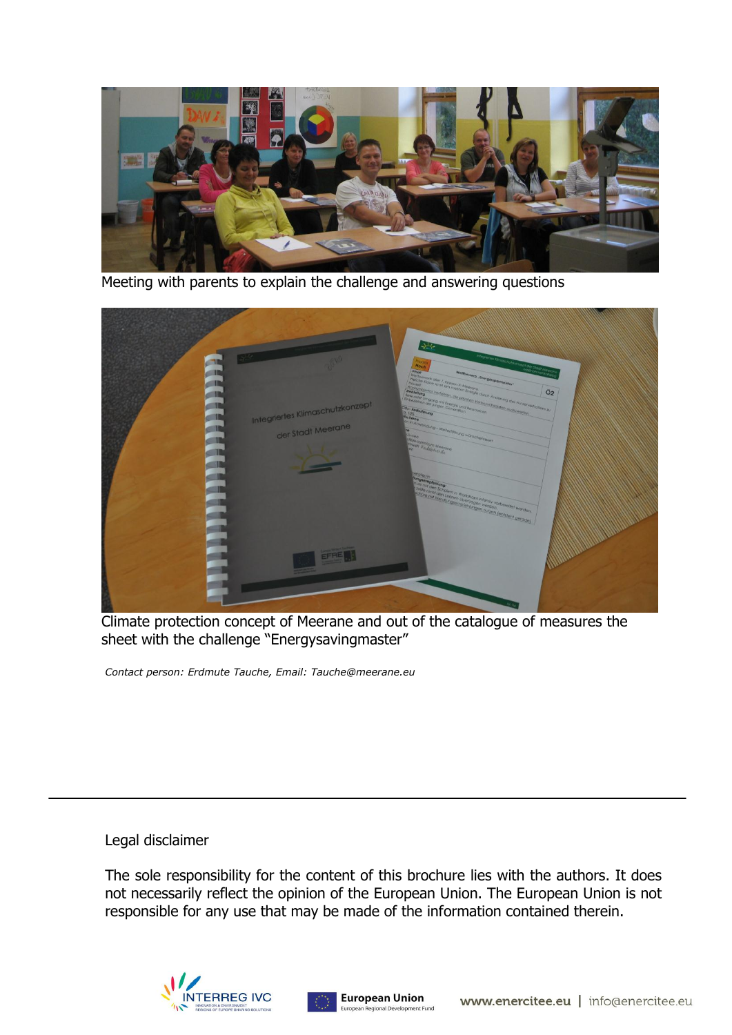Meeting with parents to explain the challenge and answering questions

Climate protection concept of Meerane and out of the catalogue of measures the sheet with the challenge "Energysavingmaster"

*Contact person: Erdmute Tauche, Email: Tauche@meerane.eu*

---

Legal disclaimer

The sole responsibility for the content of this brochure lies with the authors. It does not necessarily reflect the opinion of the European Union. The European Union is not responsible for any use that may be made of the information contained therein.

www.enercitee.eu | info@enercitee.eu